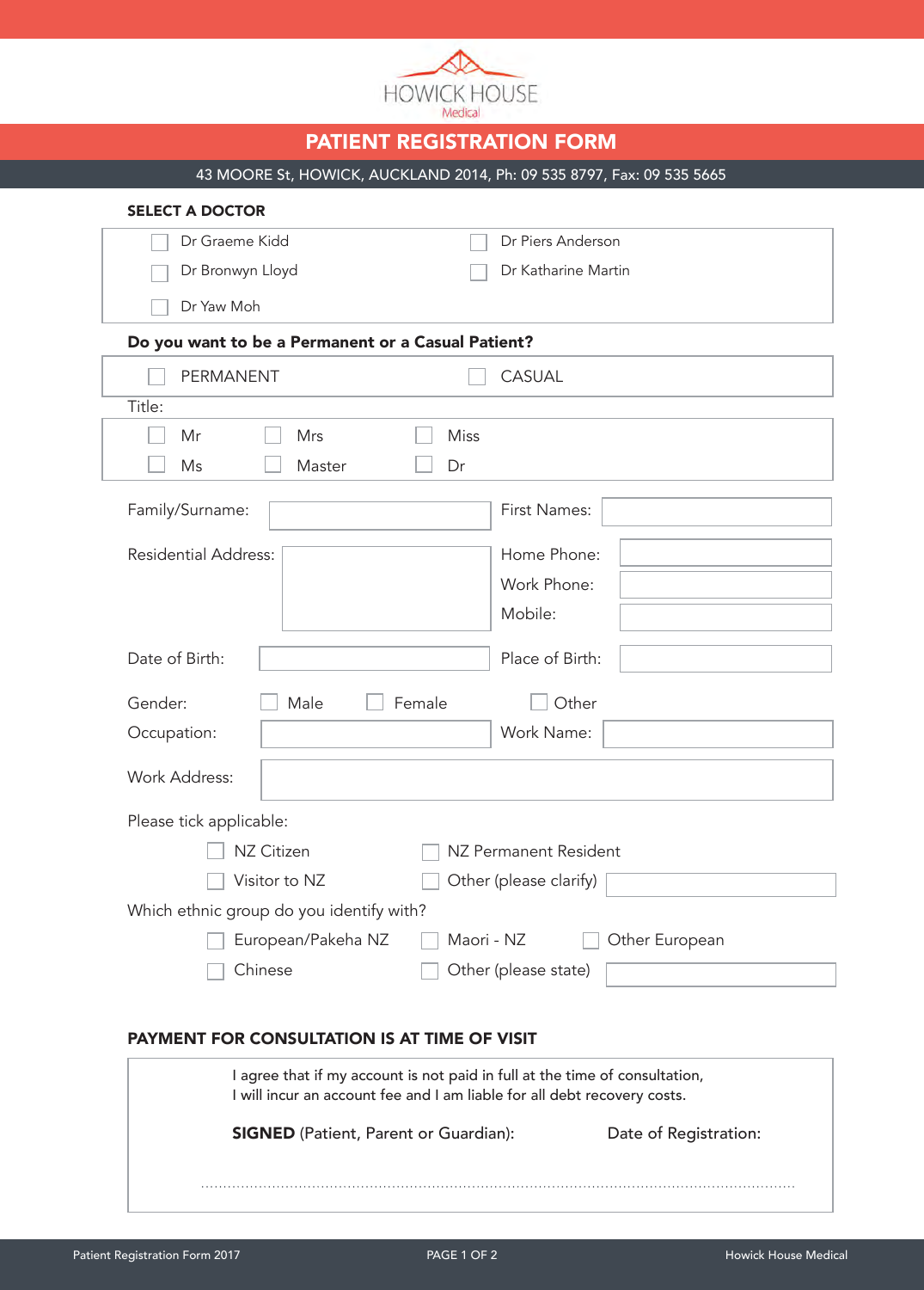HOWICK HOUSE
Medical

# PATIENT REGISTRATION FORM

43 MOORE St, HOWICK, AUCKLAND 2014, Ph: 09 535 8797, Fax: 09 535 5665

**SELECT A DOCTOR**

- [ ] Dr Graeme Kidd
- [ ] Dr Piers Anderson
- [ ] Dr Bronwyn Lloyd
- [ ] Dr Katharine Martin
- [ ] Dr Yaw Moh

**Do you want to be a Permanent or a Casual Patient?**

- [ ] PERMANENT
- [ ] CASUAL

Title:

- [ ] Mr
- [ ] Mrs
- [ ] Miss
- [ ] Ms
- [ ] Master
- [ ] Dr

Family/Surname: ______________ First Names: ______________

Residential Address: ______________

Home Phone: ______________

Work Phone: ______________

Mobile: ______________

Date of Birth: ______________ Place of Birth: ______________

Gender: [ ] Male [ ] Female [ ] Other

Occupation: ______________ Work Name: ______________

Work Address: ______________

Please tick applicable:

- [ ] NZ Citizen
- [ ] NZ Permanent Resident
- [ ] Visitor to NZ
- [ ] Other (please clarify) ______________

Which ethnic group do you identify with?

- [ ] European/Pakeha NZ
- [ ] Maori - NZ
- [ ] Other European
- [ ] Chinese
- [ ] Other (please state) ______________

**PAYMENT FOR CONSULTATION IS AT TIME OF VISIT**

I agree that if my account is not paid in full at the time of consultation,
I will incur an account fee and I am liable for all debt recovery costs.

**SIGNED** (Patient, Parent or Guardian): Date of Registration:

........................................................................................................................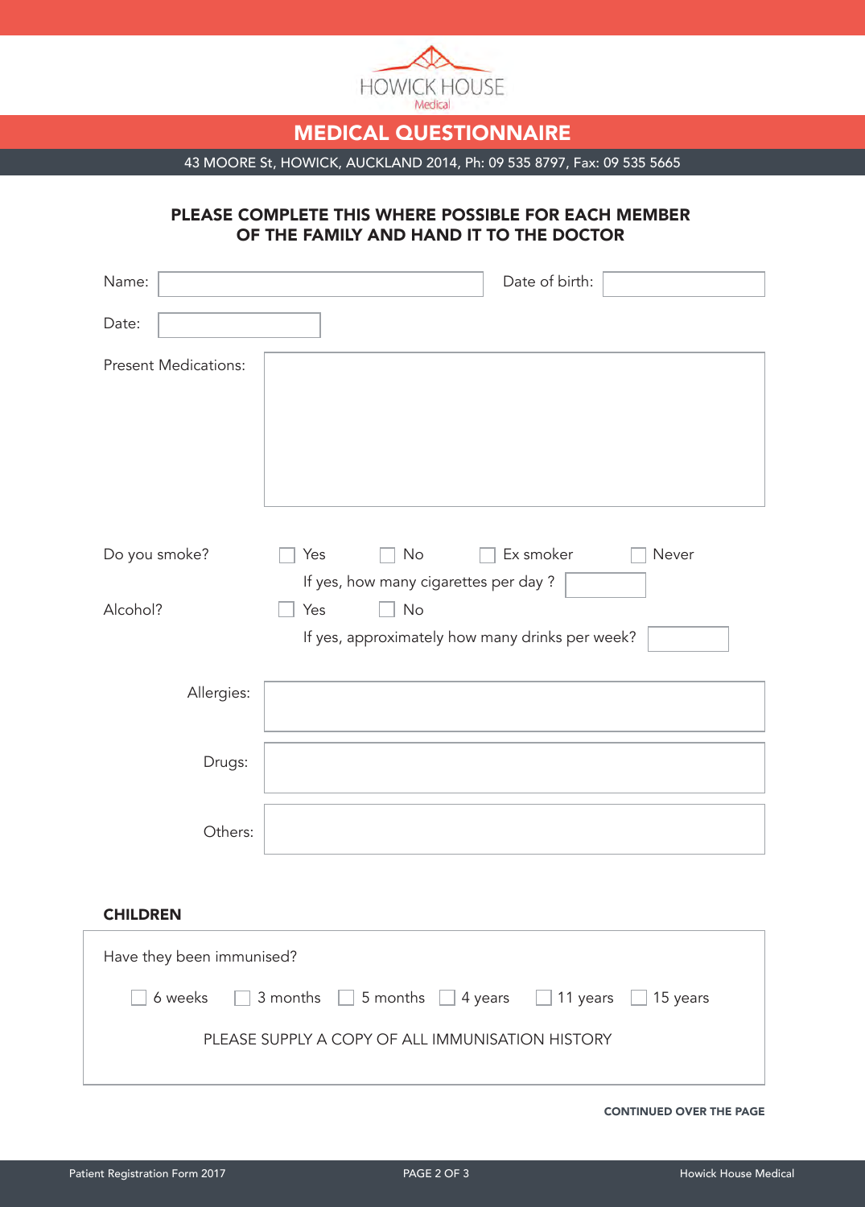HOWICK HOUSE
Medical

# MEDICAL QUESTIONNAIRE

43 MOORE St, HOWICK, AUCKLAND 2014, Ph: 09 535 8797, Fax: 09 535 5665

**PLEASE COMPLETE THIS WHERE POSSIBLE FOR EACH MEMBER OF THE FAMILY AND HAND IT TO THE DOCTOR**

Name: ____________________ Date of birth: ____________

Date: ____________

Present Medications:

Do you smoke? ☐ Yes ☐ No ☐ Ex smoker ☐ Never

If yes, how many cigarettes per day ? ______

Alcohol? ☐ Yes ☐ No

If yes, approximately how many drinks per week? ______

Allergies:

Drugs:

Others:

## CHILDREN

Have they been immunised?

☐ 6 weeks ☐ 3 months ☐ 5 months ☐ 4 years ☐ 11 years ☐ 15 years

PLEASE SUPPLY A COPY OF ALL IMMUNISATION HISTORY

**CONTINUED OVER THE PAGE**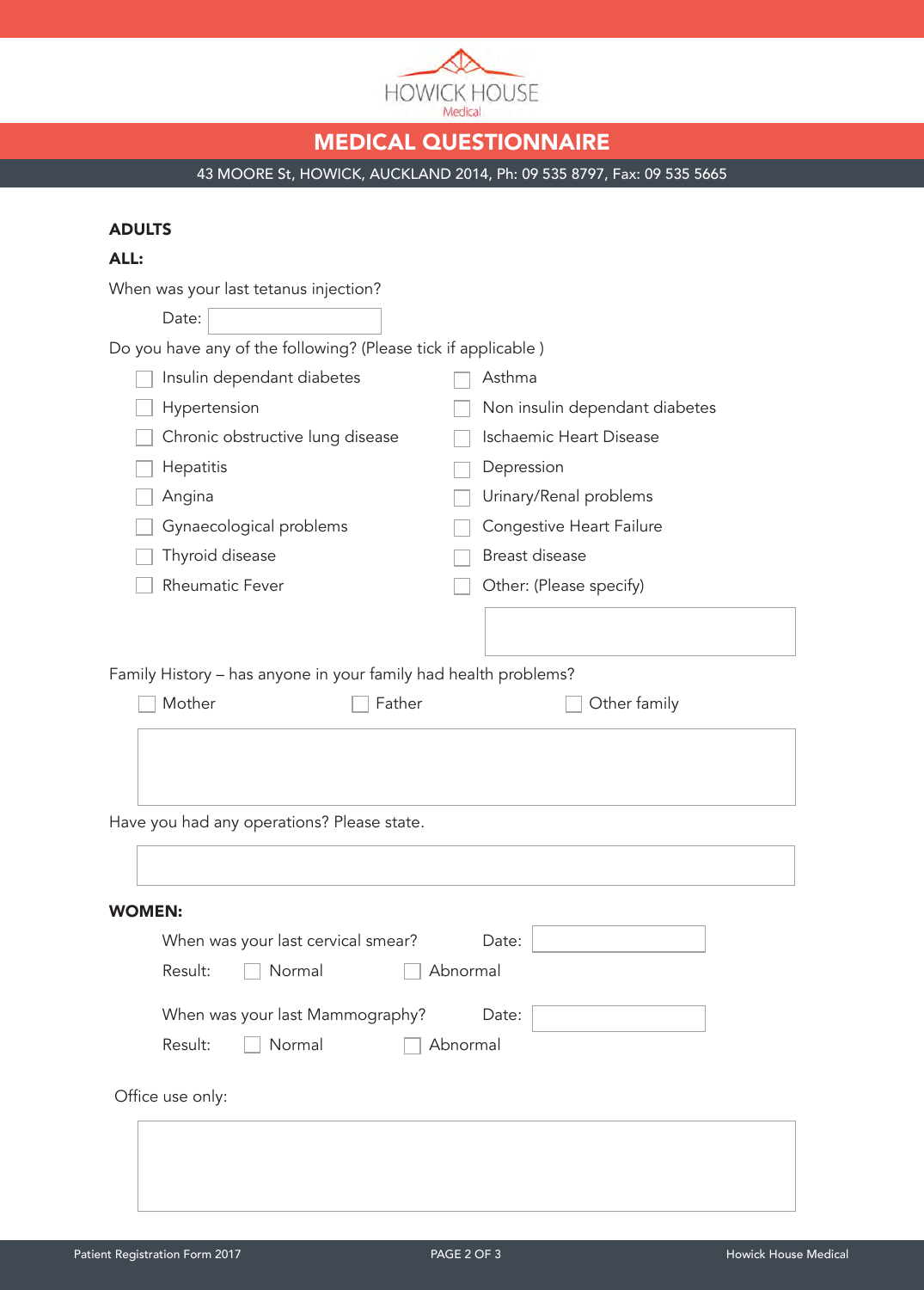HOWICK HOUSE
Medical

# MEDICAL QUESTIONNAIRE

43 MOORE St, HOWICK, AUCKLAND 2014, Ph: 09 535 8797, Fax: 09 535 5665

## ADULTS

**ALL:**

When was your last tetanus injection?

Date: 

Do you have any of the following? (Please tick if applicable )

- ☐ Insulin dependant diabetes
- ☐ Hypertension
- ☐ Chronic obstructive lung disease
- ☐ Hepatitis
- ☐ Angina
- ☐ Gynaecological problems
- ☐ Thyroid disease
- ☐ Rheumatic Fever
- ☐ Asthma
- ☐ Non insulin dependant diabetes
- ☐ Ischaemic Heart Disease
- ☐ Depression
- ☐ Urinary/Renal problems
- ☐ Congestive Heart Failure
- ☐ Breast disease
- ☐ Other: (Please specify)

Family History – has anyone in your family had health problems?

- ☐ Mother
- ☐ Father
- ☐ Other family

Have you had any operations? Please state.

**WOMEN:**

When was your last cervical smear? Date: 

Result: ☐ Normal ☐ Abnormal

When was your last Mammography? Date: 

Result: ☐ Normal ☐ Abnormal

Office use only: